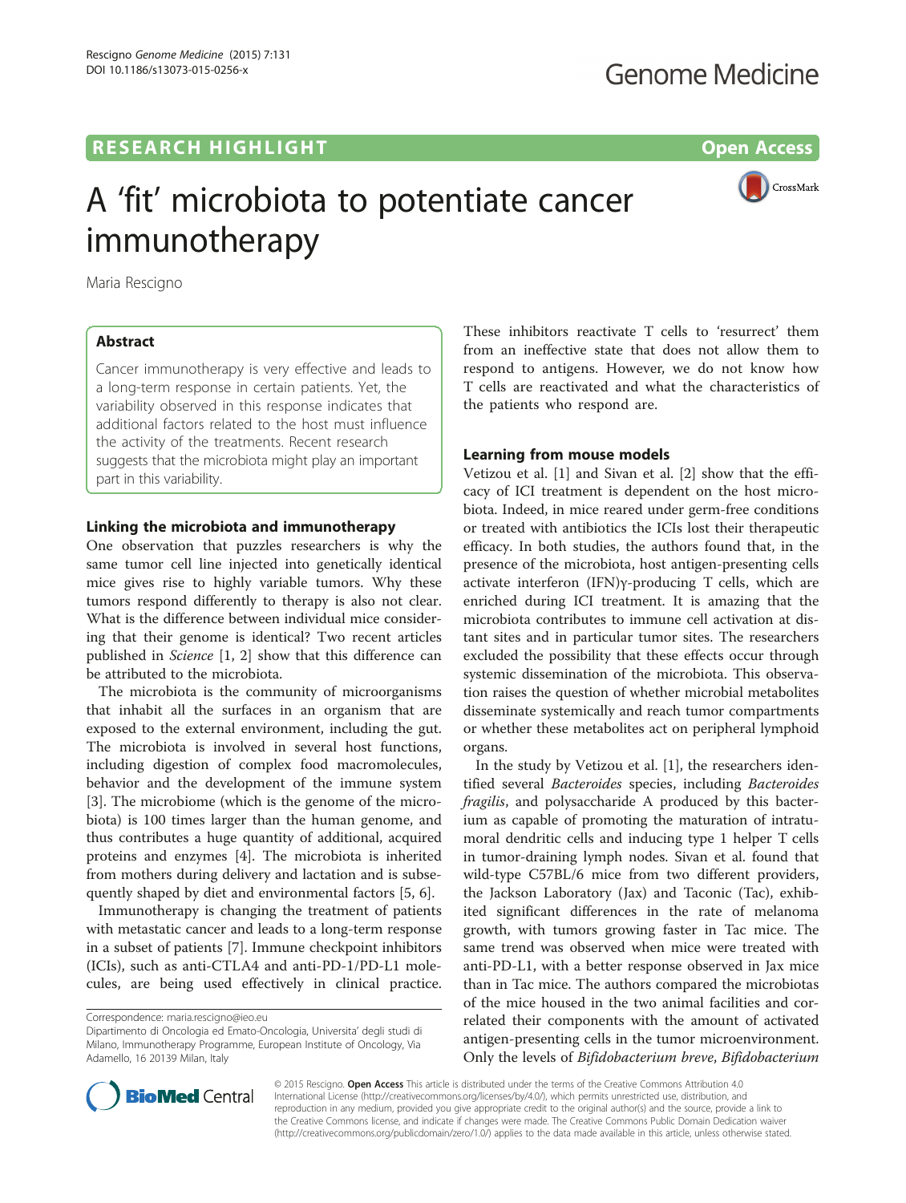# A 'fit' microbiota to potentiate cancer immunotherapy

Maria Rescigno

## Abstract

Cancer immunotherapy is very effective and leads to a long-term response in certain patients. Yet, the variability observed in this response indicates that additional factors related to the host must influence the activity of the treatments. Recent research suggests that the microbiota might play an important part in this variability.

## Linking the microbiota and immunotherapy

One observation that puzzles researchers is why the same tumor cell line injected into genetically identical mice gives rise to highly variable tumors. Why these tumors respond differently to therapy is also not clear. What is the difference between individual mice considering that their genome is identical? Two recent articles published in *Science* [1, 2] show that this difference can be attributed to the microbiota.

The microbiota is the community of microorganisms that inhabit all the surfaces in an organism that are exposed to the external environment, including the gut. The microbiota is involved in several host functions, including digestion of complex food macromolecules, behavior and the development of the immune system [3]. The microbiome (which is the genome of the microbiota) is 100 times larger than the human genome, and thus contributes a huge quantity of additional, acquired proteins and enzymes [4]. The microbiota is inherited from mothers during delivery and lactation and is subsequently shaped by diet and environmental factors [5, 6].

Immunotherapy is changing the treatment of patients with metastatic cancer and leads to a long-term response in a subset of patients [7]. Immune checkpoint inhibitors (ICIs), such as anti-CTLA4 and anti-PD-1/PD-L1 molecules, are being used effectively in clinical practice. These inhibitors reactivate T cells to 'resurrect' them from an ineffective state that does not allow them to respond to antigens. However, we do not know how T cells are reactivated and what the characteristics of the patients who respond are.

Correspondence: maria.rescigno@ieo.eu
Dipartimento di Oncologia ed Emato-Oncologia, Universita' degli studi di Milano, Immunotherapy Programme, European Institute of Oncology, Via Adamello, 16 20139 Milan, Italy

## Learning from mouse models

Vetizou et al. [1] and Sivan et al. [2] show that the efficacy of ICI treatment is dependent on the host microbiota. Indeed, in mice reared under germ-free conditions or treated with antibiotics the ICIs lost their therapeutic efficacy. In both studies, the authors found that, in the presence of the microbiota, host antigen-presenting cells activate interferon (IFN)γ-producing T cells, which are enriched during ICI treatment. It is amazing that the microbiota contributes to immune cell activation at distant sites and in particular tumor sites. The researchers excluded the possibility that these effects occur through systemic dissemination of the microbiota. This observation raises the question of whether microbial metabolites disseminate systemically and reach tumor compartments or whether these metabolites act on peripheral lymphoid organs.

In the study by Vetizou et al. [1], the researchers identified several *Bacteroides* species, including *Bacteroides fragilis*, and polysaccharide A produced by this bacterium as capable of promoting the maturation of intratumoral dendritic cells and inducing type 1 helper T cells in tumor-draining lymph nodes. Sivan et al. found that wild-type C57BL/6 mice from two different providers, the Jackson Laboratory (Jax) and Taconic (Tac), exhibited significant differences in the rate of melanoma growth, with tumors growing faster in Tac mice. The same trend was observed when mice were treated with anti-PD-L1, with a better response observed in Jax mice than in Tac mice. The authors compared the microbiotas of the mice housed in the two animal facilities and correlated their components with the amount of activated antigen-presenting cells in the tumor microenvironment. Only the levels of *Bifidobacterium breve*, *Bifidobacterium*

© 2015 Rescigno. **Open Access** This article is distributed under the terms of the Creative Commons Attribution 4.0 International License (http://creativecommons.org/licenses/by/4.0/), which permits unrestricted use, distribution, and reproduction in any medium, provided you give appropriate credit to the original author(s) and the source, provide a link to the Creative Commons license, and indicate if changes were made. The Creative Commons Public Domain Dedication waiver (http://creativecommons.org/publicdomain/zero/1.0/) applies to the data made available in this article, unless otherwise stated.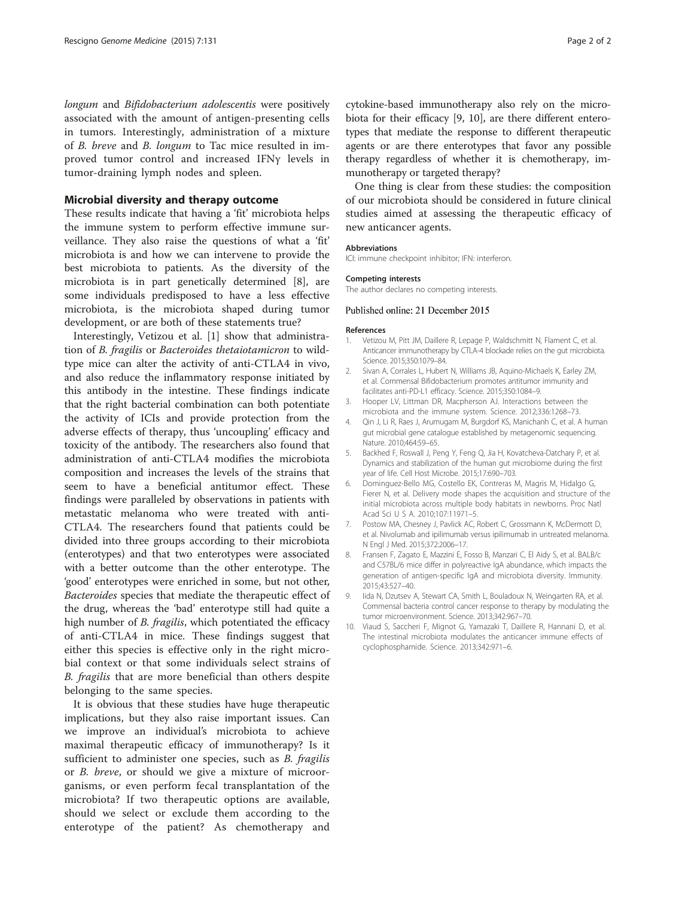*longum* and *Bifidobacterium adolescentis* were positively associated with the amount of antigen-presenting cells in tumors. Interestingly, administration of a mixture of *B. breve* and *B. longum* to Tac mice resulted in improved tumor control and increased IFNγ levels in tumor-draining lymph nodes and spleen.

## Microbial diversity and therapy outcome

These results indicate that having a 'fit' microbiota helps the immune system to perform effective immune surveillance. They also raise the questions of what a 'fit' microbiota is and how we can intervene to provide the best microbiota to patients. As the diversity of the microbiota is in part genetically determined [8], are some individuals predisposed to have a less effective microbiota, is the microbiota shaped during tumor development, or are both of these statements true?

Interestingly, Vetizou et al. [1] show that administration of *B. fragilis* or *Bacteroides thetaiotamicron* to wild-type mice can alter the activity of anti-CTLA4 in vivo, and also reduce the inflammatory response initiated by this antibody in the intestine. These findings indicate that the right bacterial combination can both potentiate the activity of ICIs and provide protection from the adverse effects of therapy, thus 'uncoupling' efficacy and toxicity of the antibody. The researchers also found that administration of anti-CTLA4 modifies the microbiota composition and increases the levels of the strains that seem to have a beneficial antitumor effect. These findings were paralleled by observations in patients with metastatic melanoma who were treated with anti-CTLA4. The researchers found that patients could be divided into three groups according to their microbiota (enterotypes) and that two enterotypes were associated with a better outcome than the other enterotype. The 'good' enterotypes were enriched in some, but not other, *Bacteroides* species that mediate the therapeutic effect of the drug, whereas the 'bad' enterotype still had quite a high number of *B. fragilis*, which potentiated the efficacy of anti-CTLA4 in mice. These findings suggest that either this species is effective only in the right microbial context or that some individuals select strains of *B. fragilis* that are more beneficial than others despite belonging to the same species.

It is obvious that these studies have huge therapeutic implications, but they also raise important issues. Can we improve an individual's microbiota to achieve maximal therapeutic efficacy of immunotherapy? Is it sufficient to administer one species, such as *B. fragilis* or *B. breve*, or should we give a mixture of microorganisms, or even perform fecal transplantation of the microbiota? If two therapeutic options are available, should we select or exclude them according to the enterotype of the patient? As chemotherapy and cytokine-based immunotherapy also rely on the microbiota for their efficacy [9, 10], are there different enterotypes that mediate the response to different therapeutic agents or are there enterotypes that favor any possible therapy regardless of whether it is chemotherapy, immunotherapy or targeted therapy?

One thing is clear from these studies: the composition of our microbiota should be considered in future clinical studies aimed at assessing the therapeutic efficacy of new anticancer agents.

#### Abbreviations

ICI: immune checkpoint inhibitor; IFN: interferon.

#### Competing interests

The author declares no competing interests.

Published online: 21 December 2015

#### References

1. Vetizou M, Pitt JM, Daillere R, Lepage P, Waldschmitt N, Flament C, et al. Anticancer immunotherapy by CTLA-4 blockade relies on the gut microbiota. Science. 2015;350:1079–84.
2. Sivan A, Corrales L, Hubert N, Williams JB, Aquino-Michaels K, Earley ZM, et al. Commensal Bifidobacterium promotes antitumor immunity and facilitates anti-PD-L1 efficacy. Science. 2015;350:1084–9.
3. Hooper LV, Littman DR, Macpherson AJ. Interactions between the microbiota and the immune system. Science. 2012;336:1268–73.
4. Qin J, Li R, Raes J, Arumugam M, Burgdorf KS, Manichanh C, et al. A human gut microbial gene catalogue established by metagenomic sequencing. Nature. 2010;464:59–65.
5. Backhed F, Roswall J, Peng Y, Feng Q, Jia H, Kovatcheva-Datchary P, et al. Dynamics and stabilization of the human gut microbiome during the first year of life. Cell Host Microbe. 2015;17:690–703.
6. Dominguez-Bello MG, Costello EK, Contreras M, Magris M, Hidalgo G, Fierer N, et al. Delivery mode shapes the acquisition and structure of the initial microbiota across multiple body habitats in newborns. Proc Natl Acad Sci U S A. 2010;107:11971–5.
7. Postow MA, Chesney J, Pavlick AC, Robert C, Grossmann K, McDermott D, et al. Nivolumab and ipilimumab versus ipilimumab in untreated melanoma. N Engl J Med. 2015;372:2006–17.
8. Fransen F, Zagato E, Mazzini E, Fosso B, Manzari C, El Aidy S, et al. BALB/c and C57BL/6 mice differ in polyreactive IgA abundance, which impacts the generation of antigen-specific IgA and microbiota diversity. Immunity. 2015;43:527–40.
9. Iida N, Dzutsev A, Stewart CA, Smith L, Bouladoux N, Weingarten RA, et al. Commensal bacteria control cancer response to therapy by modulating the tumor microenvironment. Science. 2013;342:967–70.
10. Viaud S, Saccheri F, Mignot G, Yamazaki T, Daillere R, Hannani D, et al. The intestinal microbiota modulates the anticancer immune effects of cyclophosphamide. Science. 2013;342:971–6.